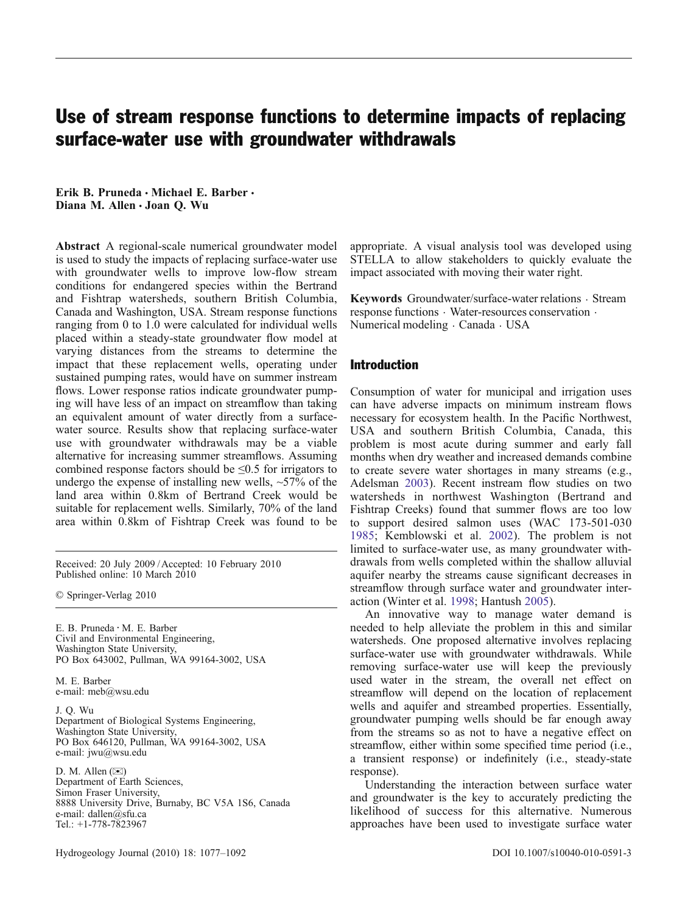# Use of stream response functions to determine impacts of replacing surface-water use with groundwater withdrawals

**Erik B. Pruneda · Michael E. Barber · Diana M. Allen · Joan Q. Wu**

**Abstract** A regional-scale numerical groundwater model is used to study the impacts of replacing surface-water use with groundwater wells to improve low-flow stream conditions for endangered species within the Bertrand and Fishtrap watersheds, southern British Columbia, Canada and Washington, USA. Stream response functions ranging from 0 to 1.0 were calculated for individual wells placed within a steady-state groundwater flow model at varying distances from the streams to determine the impact that these replacement wells, operating under sustained pumping rates, would have on summer instream flows. Lower response ratios indicate groundwater pumping will have less of an impact on streamflow than taking an equivalent amount of water directly from a surface-water source. Results show that replacing surface-water use with groundwater withdrawals may be a viable alternative for increasing summer streamflows. Assuming combined response factors should be ≤0.5 for irrigators to undergo the expense of installing new wells, ~57% of the land area within 0.8km of Bertrand Creek would be suitable for replacement wells. Similarly, 70% of the land area within 0.8km of Fishtrap Creek was found to be appropriate. A visual analysis tool was developed using STELLA to allow stakeholders to quickly evaluate the impact associated with moving their water right.

**Keywords** Groundwater/surface-water relations · Stream response functions · Water-resources conservation · Numerical modeling · Canada · USA

Received: 20 July 2009 / Accepted: 10 February 2010
Published online: 10 March 2010

© Springer-Verlag 2010

E. B. Pruneda · M. E. Barber
Civil and Environmental Engineering,
Washington State University,
PO Box 643002, Pullman, WA 99164-3002, USA

M. E. Barber
e-mail: meb@wsu.edu

J. Q. Wu
Department of Biological Systems Engineering,
Washington State University,
PO Box 646120, Pullman, WA 99164-3002, USA
e-mail: jwu@wsu.edu

D. M. Allen (✉)
Department of Earth Sciences,
Simon Fraser University,
8888 University Drive, Burnaby, BC V5A 1S6, Canada
e-mail: dallen@sfu.ca
Tel.: +1-778-7823967

## Introduction

Consumption of water for municipal and irrigation uses can have adverse impacts on minimum instream flows necessary for ecosystem health. In the Pacific Northwest, USA and southern British Columbia, Canada, this problem is most acute during summer and early fall months when dry weather and increased demands combine to create severe water shortages in many streams (e.g., Adelsman 2003). Recent instream flow studies on two watersheds in northwest Washington (Bertrand and Fishtrap Creeks) found that summer flows are too low to support desired salmon uses (WAC 173-501-030 1985; Kemblowski et al. 2002). The problem is not limited to surface-water use, as many groundwater withdrawals from wells completed within the shallow alluvial aquifer nearby the streams cause significant decreases in streamflow through surface water and groundwater interaction (Winter et al. 1998; Hantush 2005).

An innovative way to manage water demand is needed to help alleviate the problem in this and similar watersheds. One proposed alternative involves replacing surface-water use with groundwater withdrawals. While removing surface-water use will keep the previously used water in the stream, the overall net effect on streamflow will depend on the location of replacement wells and aquifer and streambed properties. Essentially, groundwater pumping wells should be far enough away from the streams so as not to have a negative effect on streamflow, either within some specified time period (i.e., a transient response) or indefinitely (i.e., steady-state response).

Understanding the interaction between surface water and groundwater is the key to accurately predicting the likelihood of success for this alternative. Numerous approaches have been used to investigate surface water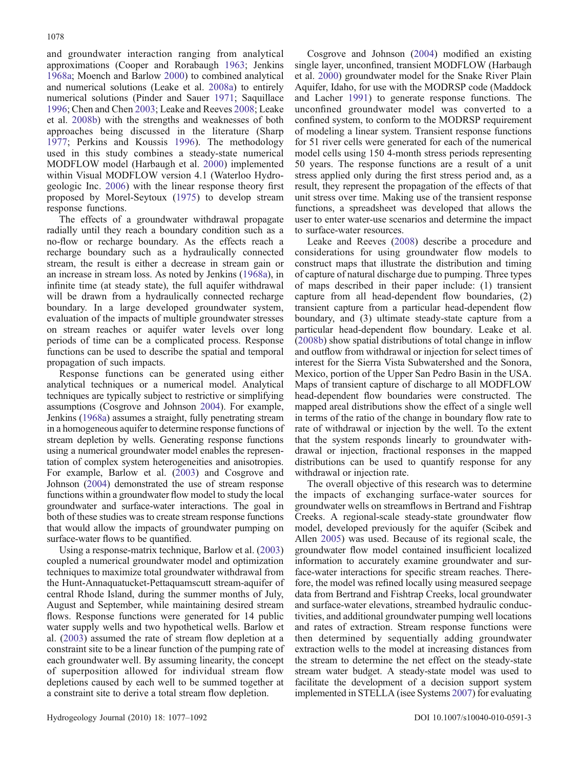and groundwater interaction ranging from analytical approximations (Cooper and Rorabaugh 1963; Jenkins 1968a; Moench and Barlow 2000) to combined analytical and numerical solutions (Leake et al. 2008a) to entirely numerical solutions (Pinder and Sauer 1971; Saquillace 1996; Chen and Chen 2003; Leake and Reeves 2008; Leake et al. 2008b) with the strengths and weaknesses of both approaches being discussed in the literature (Sharp 1977; Perkins and Koussis 1996). The methodology used in this study combines a steady-state numerical MODFLOW model (Harbaugh et al. 2000) implemented within Visual MODFLOW version 4.1 (Waterloo Hydrogeologic Inc. 2006) with the linear response theory first proposed by Morel-Seytoux (1975) to develop stream response functions.

The effects of a groundwater withdrawal propagate radially until they reach a boundary condition such as a no-flow or recharge boundary. As the effects reach a recharge boundary such as a hydraulically connected stream, the result is either a decrease in stream gain or an increase in stream loss. As noted by Jenkins (1968a), in infinite time (at steady state), the full aquifer withdrawal will be drawn from a hydraulically connected recharge boundary. In a large developed groundwater system, evaluation of the impacts of multiple groundwater stresses on stream reaches or aquifer water levels over long periods of time can be a complicated process. Response functions can be used to describe the spatial and temporal propagation of such impacts.

Response functions can be generated using either analytical techniques or a numerical model. Analytical techniques are typically subject to restrictive or simplifying assumptions (Cosgrove and Johnson 2004). For example, Jenkins (1968a) assumes a straight, fully penetrating stream in a homogeneous aquifer to determine response functions of stream depletion by wells. Generating response functions using a numerical groundwater model enables the representation of complex system heterogeneities and anisotropies. For example, Barlow et al. (2003) and Cosgrove and Johnson (2004) demonstrated the use of stream response functions within a groundwater flow model to study the local groundwater and surface-water interactions. The goal in both of these studies was to create stream response functions that would allow the impacts of groundwater pumping on surface-water flows to be quantified.

Using a response-matrix technique, Barlow et al. (2003) coupled a numerical groundwater model and optimization techniques to maximize total groundwater withdrawal from the Hunt-Annaquatucket-Pettaquamscutt stream-aquifer of central Rhode Island, during the summer months of July, August and September, while maintaining desired stream flows. Response functions were generated for 14 public water supply wells and two hypothetical wells. Barlow et al. (2003) assumed the rate of stream flow depletion at a constraint site to be a linear function of the pumping rate of each groundwater well. By assuming linearity, the concept of superposition allowed for individual stream flow depletions caused by each well to be summed together at a constraint site to derive a total stream flow depletion.

Cosgrove and Johnson (2004) modified an existing single layer, unconfined, transient MODFLOW (Harbaugh et al. 2000) groundwater model for the Snake River Plain Aquifer, Idaho, for use with the MODRSP code (Maddock and Lacher 1991) to generate response functions. The unconfined groundwater model was converted to a confined system, to conform to the MODRSP requirement of modeling a linear system. Transient response functions for 51 river cells were generated for each of the numerical model cells using 150 4-month stress periods representing 50 years. The response functions are a result of a unit stress applied only during the first stress period and, as a result, they represent the propagation of the effects of that unit stress over time. Making use of the transient response functions, a spreadsheet was developed that allows the user to enter water-use scenarios and determine the impact to surface-water resources.

Leake and Reeves (2008) describe a procedure and considerations for using groundwater flow models to construct maps that illustrate the distribution and timing of capture of natural discharge due to pumping. Three types of maps described in their paper include: (1) transient capture from all head-dependent flow boundaries, (2) transient capture from a particular head-dependent flow boundary, and (3) ultimate steady-state capture from a particular head-dependent flow boundary. Leake et al. (2008b) show spatial distributions of total change in inflow and outflow from withdrawal or injection for select times of interest for the Sierra Vista Subwatershed and the Sonora, Mexico, portion of the Upper San Pedro Basin in the USA. Maps of transient capture of discharge to all MODFLOW head-dependent flow boundaries were constructed. The mapped areal distributions show the effect of a single well in terms of the ratio of the change in boundary flow rate to rate of withdrawal or injection by the well. To the extent that the system responds linearly to groundwater withdrawal or injection, fractional responses in the mapped distributions can be used to quantify response for any withdrawal or injection rate.

The overall objective of this research was to determine the impacts of exchanging surface-water sources for groundwater wells on streamflows in Bertrand and Fishtrap Creeks. A regional-scale steady-state groundwater flow model, developed previously for the aquifer (Scibek and Allen 2005) was used. Because of its regional scale, the groundwater flow model contained insufficient localized information to accurately examine groundwater and surface-water interactions for specific stream reaches. Therefore, the model was refined locally using measured seepage data from Bertrand and Fishtrap Creeks, local groundwater and surface-water elevations, streambed hydraulic conductivities, and additional groundwater pumping well locations and rates of extraction. Stream response functions were then determined by sequentially adding groundwater extraction wells to the model at increasing distances from the stream to determine the net effect on the steady-state stream water budget. A steady-state model was used to facilitate the development of a decision support system implemented in STELLA (isee Systems 2007) for evaluating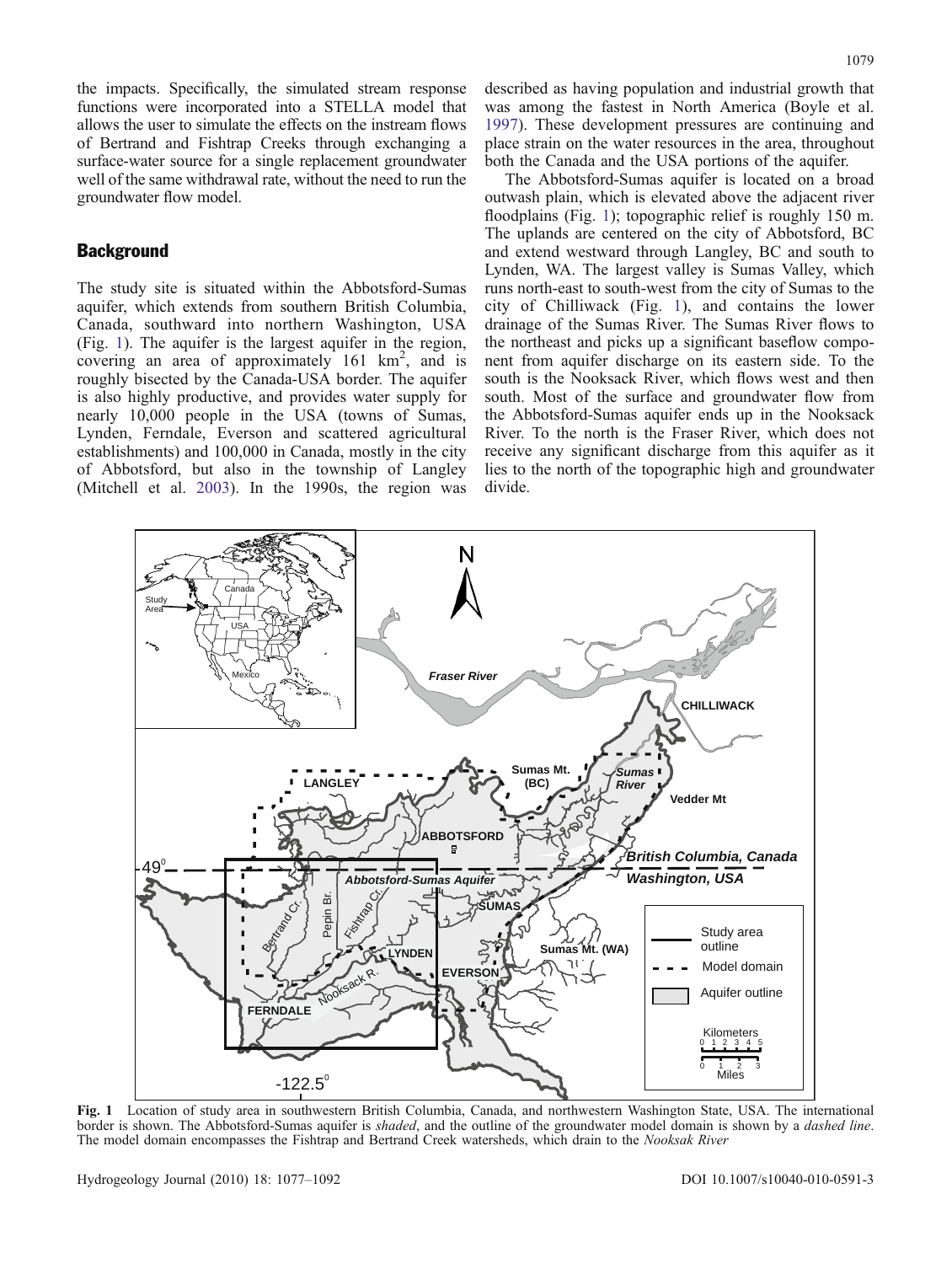the impacts. Specifically, the simulated stream response functions were incorporated into a STELLA model that allows the user to simulate the effects on the instream flows of Bertrand and Fishtrap Creeks through exchanging a surface-water source for a single replacement groundwater well of the same withdrawal rate, without the need to run the groundwater flow model.

## Background

The study site is situated within the Abbotsford-Sumas aquifer, which extends from southern British Columbia, Canada, southward into northern Washington, USA (Fig. 1). The aquifer is the largest aquifer in the region, covering an area of approximately 161 $km^2$, and is roughly bisected by the Canada-USA border. The aquifer is also highly productive, and provides water supply for nearly 10,000 people in the USA (towns of Sumas, Lynden, Ferndale, Everson and scattered agricultural establishments) and 100,000 in Canada, mostly in the city of Abbotsford, but also in the township of Langley (Mitchell et al. 2003). In the 1990s, the region was described as having population and industrial growth that was among the fastest in North America (Boyle et al. 1997). These development pressures are continuing and place strain on the water resources in the area, throughout both the Canada and the USA portions of the aquifer.

The Abbotsford-Sumas aquifer is located on a broad outwash plain, which is elevated above the adjacent river floodplains (Fig. 1); topographic relief is roughly 150 m. The uplands are centered on the city of Abbotsford, BC and extend westward through Langley, BC and south to Lynden, WA. The largest valley is Sumas Valley, which runs north-east to south-west from the city of Sumas to the city of Chilliwack (Fig. 1), and contains the lower drainage of the Sumas River. The Sumas River flows to the northeast and picks up a significant baseflow component from aquifer discharge on its eastern side. To the south is the Nooksack River, which flows west and then south. Most of the surface and groundwater flow from the Abbotsford-Sumas aquifer ends up in the Nooksack River. To the north is the Fraser River, which does not receive any significant discharge from this aquifer as it lies to the north of the topographic high and groundwater divide.

**Fig. 1** Location of study area in southwestern British Columbia, Canada, and northwestern Washington State, USA. The international border is shown. The Abbotsford-Sumas aquifer is *shaded*, and the outline of the groundwater model domain is shown by a *dashed line*. The model domain encompasses the Fishtrap and Bertrand Creek watersheds, which drain to the *Nooksak River*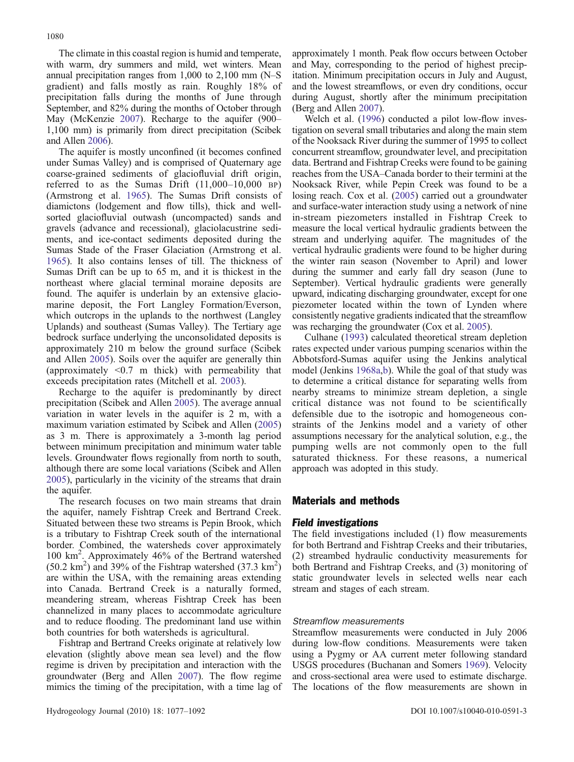The climate in this coastal region is humid and temperate, with warm, dry summers and mild, wet winters. Mean annual precipitation ranges from 1,000 to 2,100 mm (N–S gradient) and falls mostly as rain. Roughly 18% of precipitation falls during the months of June through September, and 82% during the months of October through May (McKenzie 2007). Recharge to the aquifer (900–1,100 mm) is primarily from direct precipitation (Scibek and Allen 2006).

The aquifer is mostly unconfined (it becomes confined under Sumas Valley) and is comprised of Quaternary age coarse-grained sediments of glaciofluvial drift origin, referred to as the Sumas Drift (11,000–10,000 BP) (Armstrong et al. 1965). The Sumas Drift consists of diamictons (lodgement and flow tills), thick and well-sorted glaciofluvial outwash (uncompacted) sands and gravels (advance and recessional), glaciolacustrine sediments, and ice-contact sediments deposited during the Sumas Stade of the Fraser Glaciation (Armstrong et al. 1965). It also contains lenses of till. The thickness of Sumas Drift can be up to 65 m, and it is thickest in the northeast where glacial terminal moraine deposits are found. The aquifer is underlain by an extensive glaciomarine deposit, the Fort Langley Formation/Everson, which outcrops in the uplands to the northwest (Langley Uplands) and southeast (Sumas Valley). The Tertiary age bedrock surface underlying the unconsolidated deposits is approximately 210 m below the ground surface (Scibek and Allen 2005). Soils over the aquifer are generally thin (approximately <0.7 m thick) with permeability that exceeds precipitation rates (Mitchell et al. 2003).

Recharge to the aquifer is predominantly by direct precipitation (Scibek and Allen 2005). The average annual variation in water levels in the aquifer is 2 m, with a maximum variation estimated by Scibek and Allen (2005) as 3 m. There is approximately a 3-month lag period between minimum precipitation and minimum water table levels. Groundwater flows regionally from north to south, although there are some local variations (Scibek and Allen 2005), particularly in the vicinity of the streams that drain the aquifer.

The research focuses on two main streams that drain the aquifer, namely Fishtrap Creek and Bertrand Creek. Situated between these two streams is Pepin Brook, which is a tributary to Fishtrap Creek south of the international border. Combined, the watersheds cover approximately 100 km$^2$. Approximately 46% of the Bertrand watershed (50.2 km$^2$) and 39% of the Fishtrap watershed (37.3 km$^2$) are within the USA, with the remaining areas extending into Canada. Bertrand Creek is a naturally formed, meandering stream, whereas Fishtrap Creek has been channelized in many places to accommodate agriculture and to reduce flooding. The predominant land use within both countries for both watersheds is agricultural.

Fishtrap and Bertrand Creeks originate at relatively low elevation (slightly above mean sea level) and the flow regime is driven by precipitation and interaction with the groundwater (Berg and Allen 2007). The flow regime mimics the timing of the precipitation, with a time lag of approximately 1 month. Peak flow occurs between October and May, corresponding to the period of highest precipitation. Minimum precipitation occurs in July and August, and the lowest streamflows, or even dry conditions, occur during August, shortly after the minimum precipitation (Berg and Allen 2007).

Welch et al. (1996) conducted a pilot low-flow investigation on several small tributaries and along the main stem of the Nooksack River during the summer of 1995 to collect concurrent streamflow, groundwater level, and precipitation data. Bertrand and Fishtrap Creeks were found to be gaining reaches from the USA–Canada border to their termini at the Nooksack River, while Pepin Creek was found to be a losing reach. Cox et al. (2005) carried out a groundwater and surface-water interaction study using a network of nine in-stream piezometers installed in Fishtrap Creek to measure the local vertical hydraulic gradients between the stream and underlying aquifer. The magnitudes of the vertical hydraulic gradients were found to be higher during the winter rain season (November to April) and lower during the summer and early fall dry season (June to September). Vertical hydraulic gradients were generally upward, indicating discharging groundwater, except for one piezometer located within the town of Lynden where consistently negative gradients indicated that the streamflow was recharging the groundwater (Cox et al. 2005).

Culhane (1993) calculated theoretical stream depletion rates expected under various pumping scenarios within the Abbotsford-Sumas aquifer using the Jenkins analytical model (Jenkins 1968a,b). While the goal of that study was to determine a critical distance for separating wells from nearby streams to minimize stream depletion, a single critical distance was not found to be scientifically defensible due to the isotropic and homogeneous constraints of the Jenkins model and a variety of other assumptions necessary for the analytical solution, e.g., the pumping wells are not commonly open to the full saturated thickness. For these reasons, a numerical approach was adopted in this study.

## Materials and methods

### Field investigations

The field investigations included (1) flow measurements for both Bertrand and Fishtrap Creeks and their tributaries, (2) streambed hydraulic conductivity measurements for both Bertrand and Fishtrap Creeks, and (3) monitoring of static groundwater levels in selected wells near each stream and stages of each stream.

#### Streamflow measurements

Streamflow measurements were conducted in July 2006 during low-flow conditions. Measurements were taken using a Pygmy or AA current meter following standard USGS procedures (Buchanan and Somers 1969). Velocity and cross-sectional area were used to estimate discharge. The locations of the flow measurements are shown in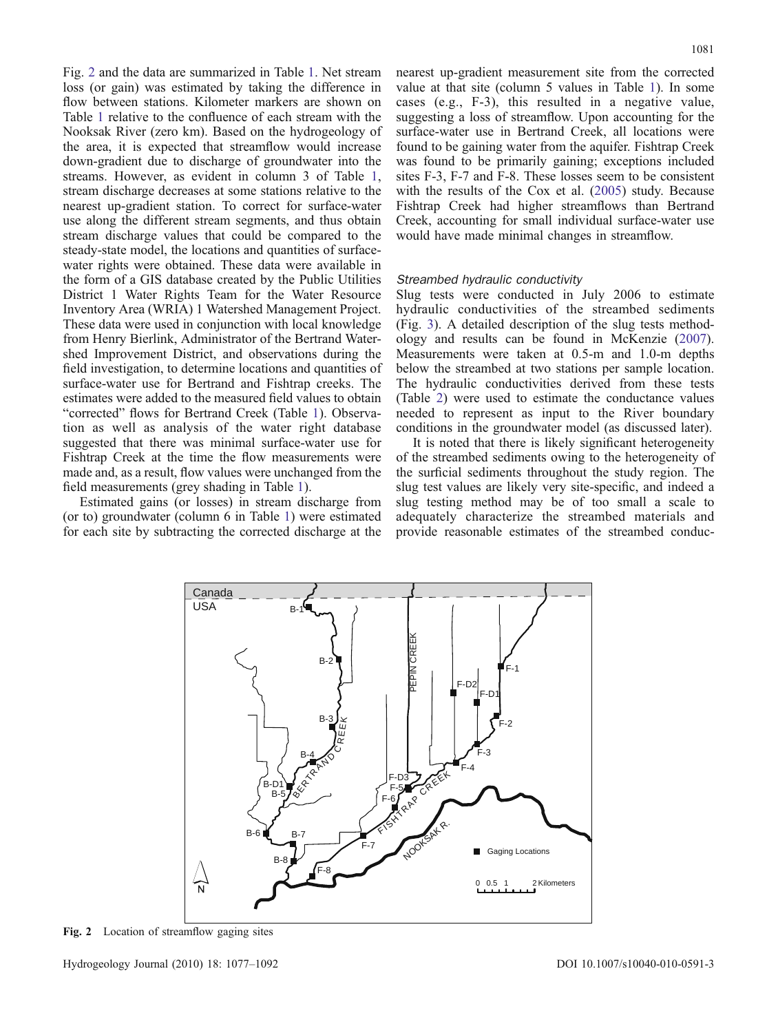Fig. 2 and the data are summarized in Table 1. Net stream loss (or gain) was estimated by taking the difference in flow between stations. Kilometer markers are shown on Table 1 relative to the confluence of each stream with the Nooksak River (zero km). Based on the hydrogeology of the area, it is expected that streamflow would increase down-gradient due to discharge of groundwater into the streams. However, as evident in column 3 of Table 1, stream discharge decreases at some stations relative to the nearest up-gradient station. To correct for surface-water use along the different stream segments, and thus obtain stream discharge values that could be compared to the steady-state model, the locations and quantities of surface-water rights were obtained. These data were available in the form of a GIS database created by the Public Utilities District 1 Water Rights Team for the Water Resource Inventory Area (WRIA) 1 Watershed Management Project. These data were used in conjunction with local knowledge from Henry Bierlink, Administrator of the Bertrand Watershed Improvement District, and observations during the field investigation, to determine locations and quantities of surface-water use for Bertrand and Fishtrap creeks. The estimates were added to the measured field values to obtain "corrected" flows for Bertrand Creek (Table 1). Observation as well as analysis of the water right database suggested that there was minimal surface-water use for Fishtrap Creek at the time the flow measurements were made and, as a result, flow values were unchanged from the field measurements (grey shading in Table 1).

Estimated gains (or losses) in stream discharge from (or to) groundwater (column 6 in Table 1) were estimated for each site by subtracting the corrected discharge at the nearest up-gradient measurement site from the corrected value at that site (column 5 values in Table 1). In some cases (e.g., F-3), this resulted in a negative value, suggesting a loss of streamflow. Upon accounting for the surface-water use in Bertrand Creek, all locations were found to be gaining water from the aquifer. Fishtrap Creek was found to be primarily gaining; exceptions included sites F-3, F-7 and F-8. These losses seem to be consistent with the results of the Cox et al. (2005) study. Because Fishtrap Creek had higher streamflows than Bertrand Creek, accounting for small individual surface-water use would have made minimal changes in streamflow.

### *Streambed hydraulic conductivity*

Slug tests were conducted in July 2006 to estimate hydraulic conductivities of the streambed sediments (Fig. 3). A detailed description of the slug tests methodology and results can be found in McKenzie (2007). Measurements were taken at 0.5-m and 1.0-m depths below the streambed at two stations per sample location. The hydraulic conductivities derived from these tests (Table 2) were used to estimate the conductance values needed to represent as input to the River boundary conditions in the groundwater model (as discussed later).

It is noted that there is likely significant heterogeneity of the streambed sediments owing to the heterogeneity of the surficial sediments throughout the study region. The slug test values are likely very site-specific, and indeed a slug testing method may be of too small a scale to adequately characterize the streambed materials and provide reasonable estimates of the streambed conduc-

**Fig. 2** Location of streamflow gaging sites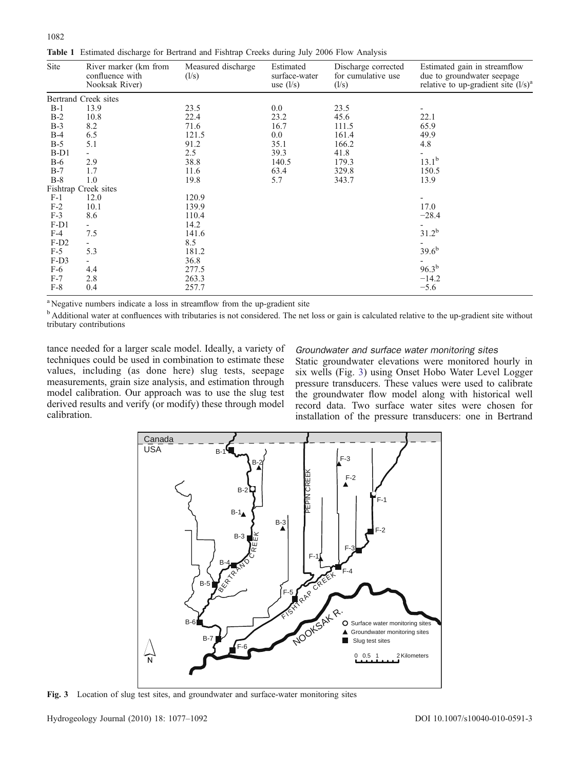**Table 1** Estimated discharge for Bertrand and Fishtrap Creeks during July 2006 Flow Analysis

| Site | River marker (km from confluence with Nooksak River) | Measured discharge (l/s) | Estimated surface-water use (l/s) | Discharge corrected for cumulative use (l/s) | Estimated gain in streamflow due to groundwater seepage relative to up-gradient site (l/s)[a] |
|---|---|---|---|---|---|
| Bertrand Creek sites | | | | | |
| B-1 | 13.9 | 23.5 | 0.0 | 23.5 | - |
| B-2 | 10.8 | 22.4 | 23.2 | 45.6 | 22.1 |
| B-3 | 8.2 | 71.6 | 16.7 | 111.5 | 65.9 |
| B-4 | 6.5 | 121.5 | 0.0 | 161.4 | 49.9 |
| B-5 | 5.1 | 91.2 | 35.1 | 166.2 | 4.8 |
| B-D1 | - | 2.5 | 39.3 | 41.8 | - |
| B-6 | 2.9 | 38.8 | 140.5 | 179.3 | 13.1[b] |
| B-7 | 1.7 | 11.6 | 63.4 | 329.8 | 150.5 |
| B-8 | 1.0 | 19.8 | 5.7 | 343.7 | 13.9 |
| Fishtrap Creek sites | | | | | |
| F-1 | 12.0 | 120.9 | | | - |
| F-2 | 10.1 | 139.9 | | | 17.0 |
| F-3 | 8.6 | 110.4 | | | −28.4 |
| F-D1 | - | 14.2 | | | - |
| F-4 | 7.5 | 141.6 | | | 31.2[b] |
| F-D2 | - | 8.5 | | | - |
| F-5 | 5.3 | 181.2 | | | 39.6[b] |
| F-D3 | - | 36.8 | | | - |
| F-6 | 4.4 | 277.5 | | | 96.3[b] |
| F-7 | 2.8 | 263.3 | | | −14.2 |
| F-8 | 0.4 | 257.7 | | | −5.6 |

[a] Negative numbers indicate a loss in streamflow from the up-gradient site

[b] Additional water at confluences with tributaries is not considered. The net loss or gain is calculated relative to the up-gradient site without tributary contributions

tance needed for a larger scale model. Ideally, a variety of techniques could be used in combination to estimate these values, including (as done here) slug tests, seepage measurements, grain size analysis, and estimation through model calibration. Our approach was to use the slug test derived results and verify (or modify) these through model calibration.

#### *Groundwater and surface water monitoring sites*

Static groundwater elevations were monitored hourly in six wells (Fig. 3) using Onset Hobo Water Level Logger pressure transducers. These values were used to calibrate the groundwater flow model along with historical well record data. Two surface water sites were chosen for installation of the pressure transducers: one in Bertrand

**Fig. 3** Location of slug test sites, and groundwater and surface-water monitoring sites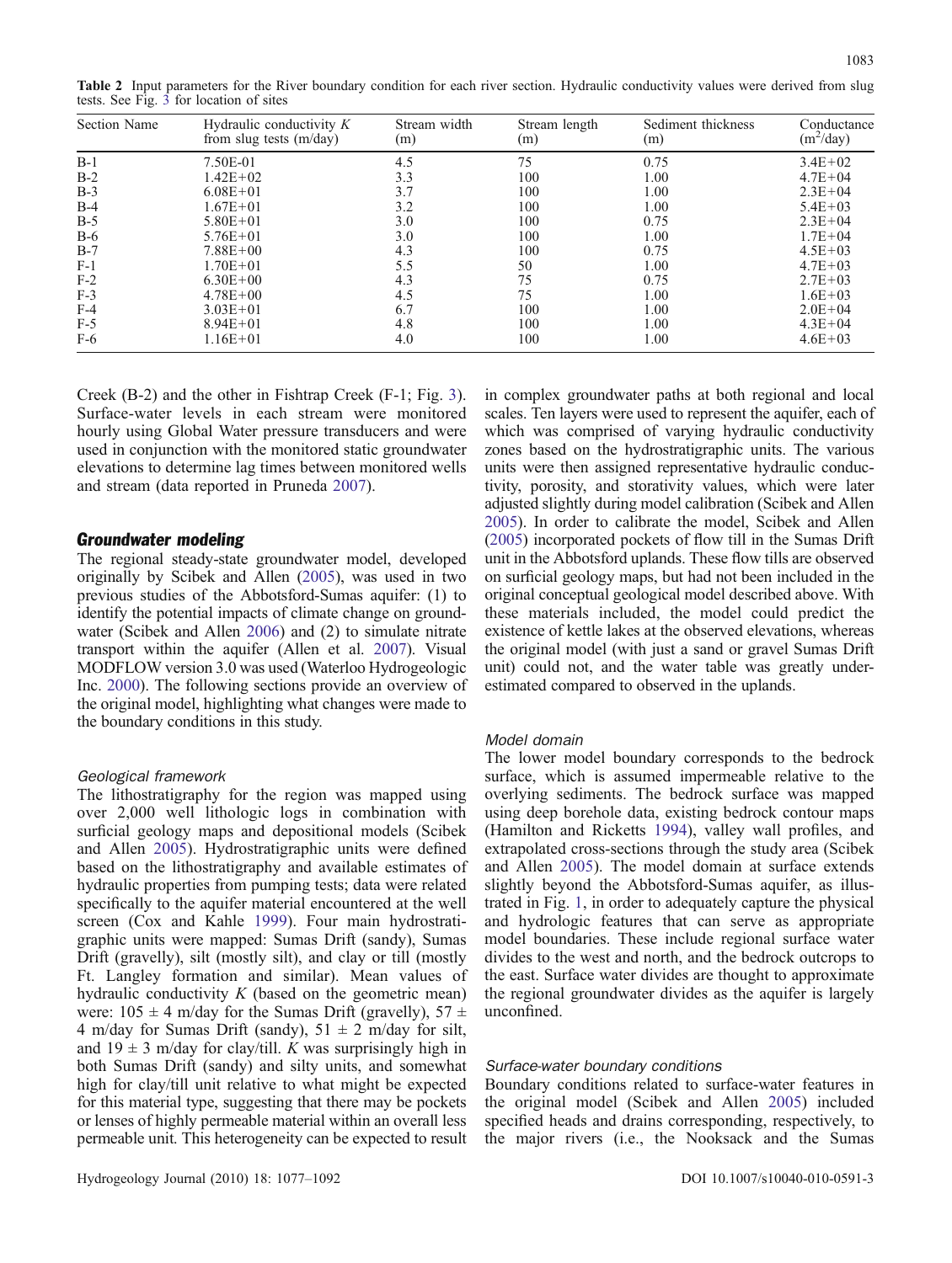**Table 2** Input parameters for the River boundary condition for each river section. Hydraulic conductivity values were derived from slug tests. See Fig. 3 for location of sites

| Section Name | Hydraulic conductivity $K$ from slug tests (m/day) | Stream width (m) | Stream length (m) | Sediment thickness (m) | Conductance ($m^2$/day) |
|---|---|---|---|---|---|
| B-1 | 7.50E-01 | 4.5 | 75 | 0.75 | 3.4E+02 |
| B-2 | 1.42E+02 | 3.3 | 100 | 1.00 | 4.7E+04 |
| B-3 | 6.08E+01 | 3.7 | 100 | 1.00 | 2.3E+04 |
| B-4 | 1.67E+01 | 3.2 | 100 | 1.00 | 5.4E+03 |
| B-5 | 5.80E+01 | 3.0 | 100 | 0.75 | 2.3E+04 |
| B-6 | 5.76E+01 | 3.0 | 100 | 1.00 | 1.7E+04 |
| B-7 | 7.88E+00 | 4.3 | 100 | 0.75 | 4.5E+03 |
| F-1 | 1.70E+01 | 5.5 | 50 | 1.00 | 4.7E+03 |
| F-2 | 6.30E+00 | 4.3 | 75 | 0.75 | 2.7E+03 |
| F-3 | 4.78E+00 | 4.5 | 75 | 1.00 | 1.6E+03 |
| F-4 | 3.03E+01 | 6.7 | 100 | 1.00 | 2.0E+04 |
| F-5 | 8.94E+01 | 4.8 | 100 | 1.00 | 4.3E+04 |
| F-6 | 1.16E+01 | 4.0 | 100 | 1.00 | 4.6E+03 |

Creek (B-2) and the other in Fishtrap Creek (F-1; Fig. 3). Surface-water levels in each stream were monitored hourly using Global Water pressure transducers and were used in conjunction with the monitored static groundwater elevations to determine lag times between monitored wells and stream (data reported in Pruneda 2007).

## Groundwater modeling

The regional steady-state groundwater model, developed originally by Scibek and Allen (2005), was used in two previous studies of the Abbotsford-Sumas aquifer: (1) to identify the potential impacts of climate change on groundwater (Scibek and Allen 2006) and (2) to simulate nitrate transport within the aquifer (Allen et al. 2007). Visual MODFLOW version 3.0 was used (Waterloo Hydrogeologic Inc. 2000). The following sections provide an overview of the original model, highlighting what changes were made to the boundary conditions in this study.

### Geological framework

The lithostratigraphy for the region was mapped using over 2,000 well lithologic logs in combination with surficial geology maps and depositional models (Scibek and Allen 2005). Hydrostratigraphic units were defined based on the lithostratigraphy and available estimates of hydraulic properties from pumping tests; data were related specifically to the aquifer material encountered at the well screen (Cox and Kahle 1999). Four main hydrostratigraphic units were mapped: Sumas Drift (sandy), Sumas Drift (gravelly), silt (mostly silt), and clay or till (mostly Ft. Langley formation and similar). Mean values of hydraulic conductivity $K$ (based on the geometric mean) were: $105 \pm 4$ m/day for the Sumas Drift (gravelly), $57 \pm 4$ m/day for Sumas Drift (sandy), $51 \pm 2$ m/day for silt, and $19 \pm 3$ m/day for clay/till. $K$ was surprisingly high in both Sumas Drift (sandy) and silty units, and somewhat high for clay/till unit relative to what might be expected for this material type, suggesting that there may be pockets or lenses of highly permeable material within an overall less permeable unit. This heterogeneity can be expected to result in complex groundwater paths at both regional and local scales. Ten layers were used to represent the aquifer, each of which was comprised of varying hydraulic conductivity zones based on the hydrostratigraphic units. The various units were then assigned representative hydraulic conductivity, porosity, and storativity values, which were later adjusted slightly during model calibration (Scibek and Allen 2005). In order to calibrate the model, Scibek and Allen (2005) incorporated pockets of flow till in the Sumas Drift unit in the Abbotsford uplands. These flow tills are observed on surficial geology maps, but had not been included in the original conceptual geological model described above. With these materials included, the model could predict the existence of kettle lakes at the observed elevations, whereas the original model (with just a sand or gravel Sumas Drift unit) could not, and the water table was greatly underestimated compared to observed in the uplands.

### Model domain

The lower model boundary corresponds to the bedrock surface, which is assumed impermeable relative to the overlying sediments. The bedrock surface was mapped using deep borehole data, existing bedrock contour maps (Hamilton and Ricketts 1994), valley wall profiles, and extrapolated cross-sections through the study area (Scibek and Allen 2005). The model domain at surface extends slightly beyond the Abbotsford-Sumas aquifer, as illustrated in Fig. 1, in order to adequately capture the physical and hydrologic features that can serve as appropriate model boundaries. These include regional surface water divides to the west and north, and the bedrock outcrops to the east. Surface water divides are thought to approximate the regional groundwater divides as the aquifer is largely unconfined.

### Surface-water boundary conditions

Boundary conditions related to surface-water features in the original model (Scibek and Allen 2005) included specified heads and drains corresponding, respectively, to the major rivers (i.e., the Nooksack and the Sumas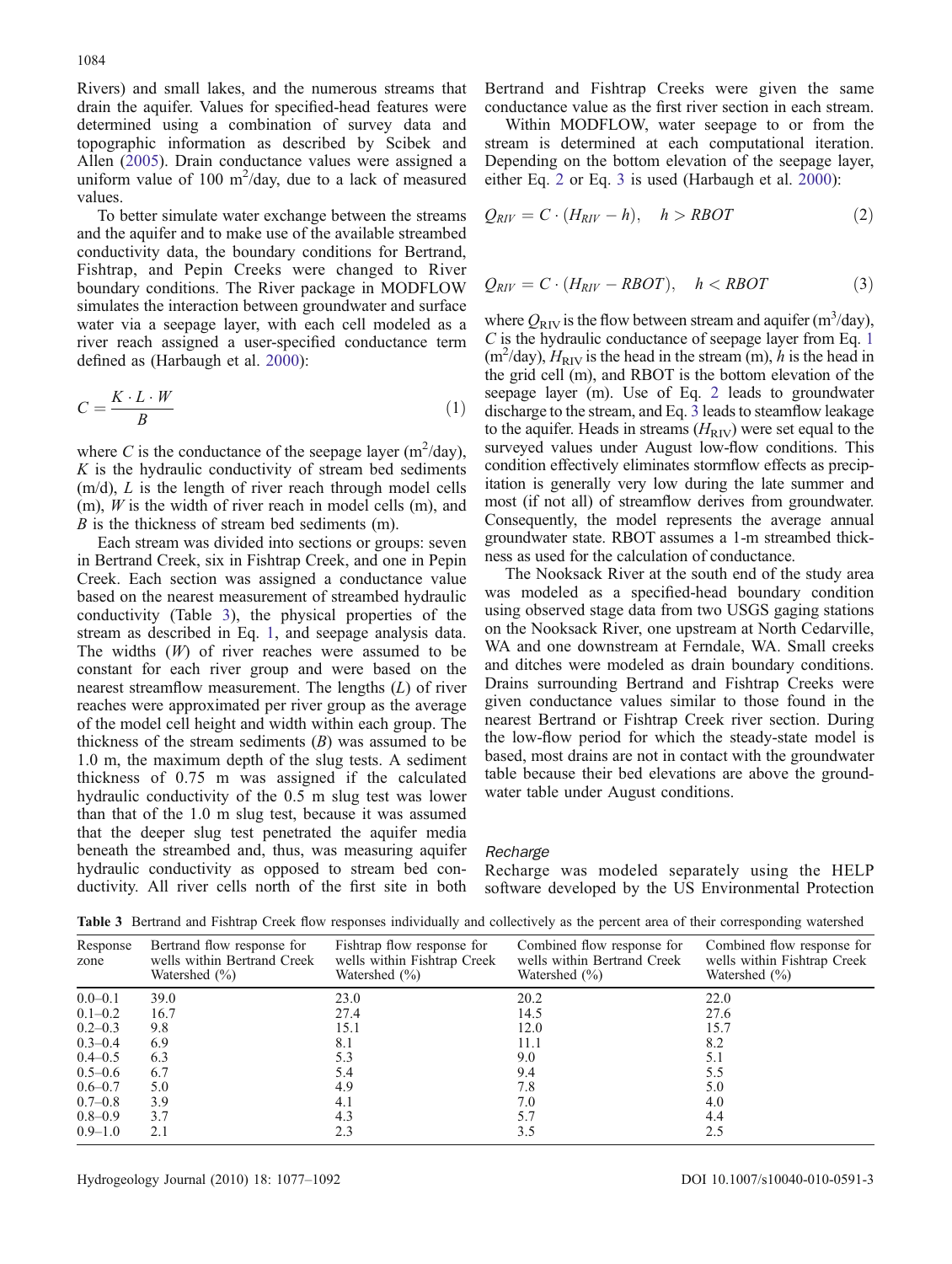Rivers) and small lakes, and the numerous streams that drain the aquifer. Values for specified-head features were determined using a combination of survey data and topographic information as described by Scibek and Allen (2005). Drain conductance values were assigned a uniform value of 100 $m^2$/day, due to a lack of measured values.

To better simulate water exchange between the streams and the aquifer and to make use of the available streambed conductivity data, the boundary conditions for Bertrand, Fishtrap, and Pepin Creeks were changed to River boundary conditions. The River package in MODFLOW simulates the interaction between groundwater and surface water via a seepage layer, with each cell modeled as a river reach assigned a user-specified conductance term defined as (Harbaugh et al. 2000):

$$C = \frac{K \cdot L \cdot W}{B} \tag{1}$$

where $C$ is the conductance of the seepage layer ($m^2$/day), $K$ is the hydraulic conductivity of stream bed sediments (m/d), $L$ is the length of river reach through model cells (m), $W$ is the width of river reach in model cells (m), and $B$ is the thickness of stream bed sediments (m).

Each stream was divided into sections or groups: seven in Bertrand Creek, six in Fishtrap Creek, and one in Pepin Creek. Each section was assigned a conductance value based on the nearest measurement of streambed hydraulic conductivity (Table 3), the physical properties of the stream as described in Eq. 1, and seepage analysis data. The widths ($W$) of river reaches were assumed to be constant for each river group and were based on the nearest streamflow measurement. The lengths ($L$) of river reaches were approximated per river group as the average of the model cell height and width within each group. The thickness of the stream sediments ($B$) was assumed to be 1.0 m, the maximum depth of the slug tests. A sediment thickness of 0.75 m was assigned if the calculated hydraulic conductivity of the 0.5 m slug test was lower than that of the 1.0 m slug test, because it was assumed that the deeper slug test penetrated the aquifer media beneath the streambed and, thus, was measuring aquifer hydraulic conductivity as opposed to stream bed conductivity. All river cells north of the first site in both Bertrand and Fishtrap Creeks were given the same conductance value as the first river section in each stream.

Within MODFLOW, water seepage to or from the stream is determined at each computational iteration. Depending on the bottom elevation of the seepage layer, either Eq. 2 or Eq. 3 is used (Harbaugh et al. 2000):

$$Q_{RIV} = C \cdot (H_{RIV} - h), \quad h > RBOT \tag{2}$$

$$Q_{RIV} = C \cdot (H_{RIV} - RBOT), \quad h < RBOT \tag{3}$$

where $Q_{RIV}$ is the flow between stream and aquifer ($m^3$/day), $C$ is the hydraulic conductance of seepage layer from Eq. 1 ($m^2$/day), $H_{RIV}$ is the head in the stream (m), $h$ is the head in the grid cell (m), and RBOT is the bottom elevation of the seepage layer (m). Use of Eq. 2 leads to groundwater discharge to the stream, and Eq. 3 leads to steamflow leakage to the aquifer. Heads in streams ($H_{RIV}$) were set equal to the surveyed values under August low-flow conditions. This condition effectively eliminates stormflow effects as precipitation is generally very low during the late summer and most (if not all) of streamflow derives from groundwater. Consequently, the model represents the average annual groundwater state. RBOT assumes a 1-m streambed thickness as used for the calculation of conductance.

The Nooksack River at the south end of the study area was modeled as a specified-head boundary condition using observed stage data from two USGS gaging stations on the Nooksack River, one upstream at North Cedarville, WA and one downstream at Ferndale, WA. Small creeks and ditches were modeled as drain boundary conditions. Drains surrounding Bertrand and Fishtrap Creeks were given conductance values similar to those found in the nearest Bertrand or Fishtrap Creek river section. During the low-flow period for which the steady-state model is based, most drains are not in contact with the groundwater table because their bed elevations are above the groundwater table under August conditions.

### *Recharge*

Recharge was modeled separately using the HELP software developed by the US Environmental Protection

**Table 3** Bertrand and Fishtrap Creek flow responses individually and collectively as the percent area of their corresponding watershed

| Response zone | Bertrand flow response for wells within Bertrand Creek Watershed (%) | Fishtrap flow response for wells within Fishtrap Creek Watershed (%) | Combined flow response for wells within Bertrand Creek Watershed (%) | Combined flow response for wells within Fishtrap Creek Watershed (%) |
|---|---|---|---|---|
| 0.0–0.1 | 39.0 | 23.0 | 20.2 | 22.0 |
| 0.1–0.2 | 16.7 | 27.4 | 14.5 | 27.6 |
| 0.2–0.3 | 9.8 | 15.1 | 12.0 | 15.7 |
| 0.3–0.4 | 6.9 | 8.1 | 11.1 | 8.2 |
| 0.4–0.5 | 6.3 | 5.3 | 9.0 | 5.1 |
| 0.5–0.6 | 6.7 | 5.4 | 9.4 | 5.5 |
| 0.6–0.7 | 5.0 | 4.9 | 7.8 | 5.0 |
| 0.7–0.8 | 3.9 | 4.1 | 7.0 | 4.0 |
| 0.8–0.9 | 3.7 | 4.3 | 5.7 | 4.4 |
| 0.9–1.0 | 2.1 | 2.3 | 3.5 | 2.5 |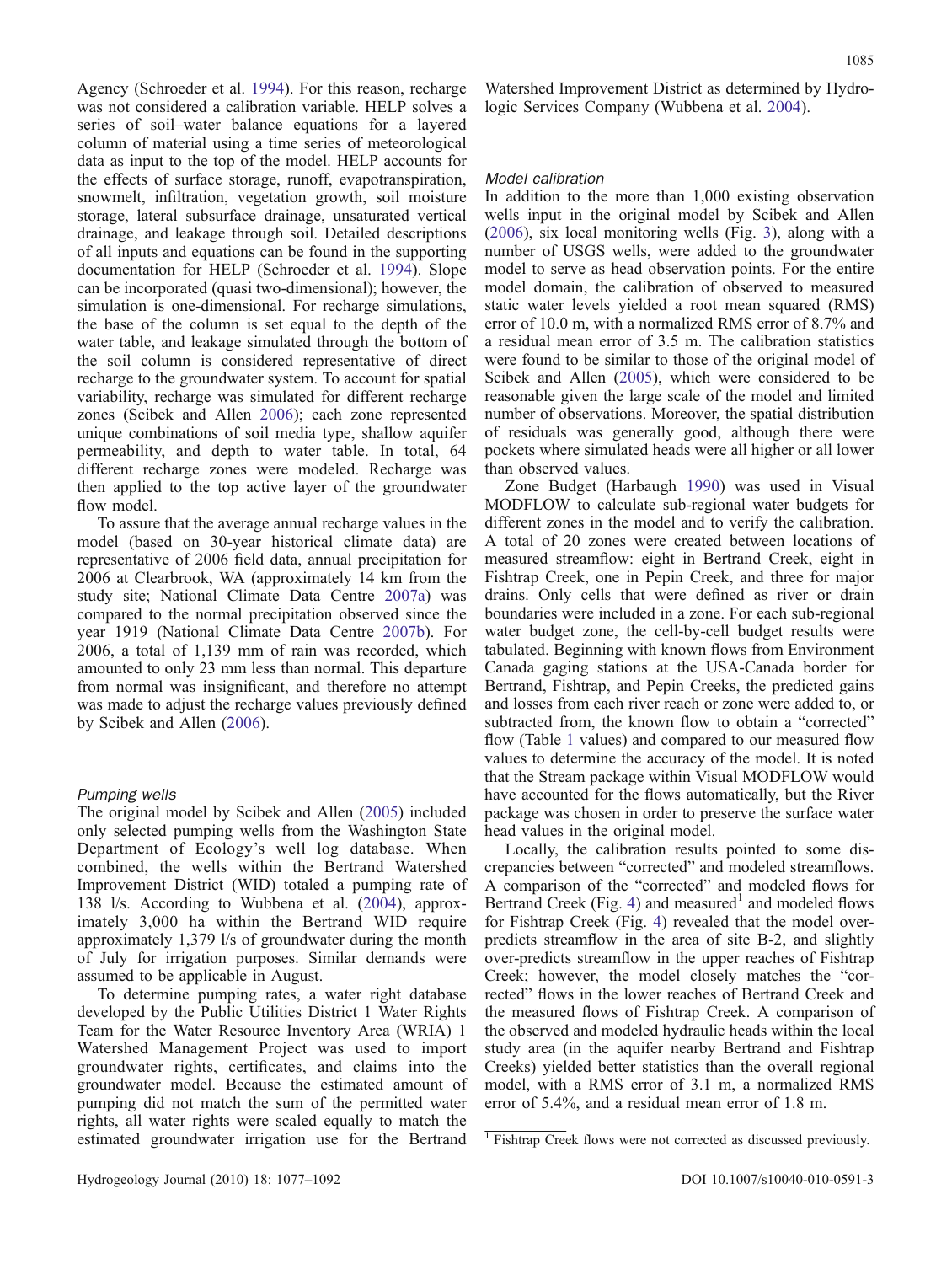Agency (Schroeder et al. 1994). For this reason, recharge was not considered a calibration variable. HELP solves a series of soil–water balance equations for a layered column of material using a time series of meteorological data as input to the top of the model. HELP accounts for the effects of surface storage, runoff, evapotranspiration, snowmelt, infiltration, vegetation growth, soil moisture storage, lateral subsurface drainage, unsaturated vertical drainage, and leakage through soil. Detailed descriptions of all inputs and equations can be found in the supporting documentation for HELP (Schroeder et al. 1994). Slope can be incorporated (quasi two-dimensional); however, the simulation is one-dimensional. For recharge simulations, the base of the column is set equal to the depth of the water table, and leakage simulated through the bottom of the soil column is considered representative of direct recharge to the groundwater system. To account for spatial variability, recharge was simulated for different recharge zones (Scibek and Allen 2006); each zone represented unique combinations of soil media type, shallow aquifer permeability, and depth to water table. In total, 64 different recharge zones were modeled. Recharge was then applied to the top active layer of the groundwater flow model.

To assure that the average annual recharge values in the model (based on 30-year historical climate data) are representative of 2006 field data, annual precipitation for 2006 at Clearbrook, WA (approximately 14 km from the study site; National Climate Data Centre 2007a) was compared to the normal precipitation observed since the year 1919 (National Climate Data Centre 2007b). For 2006, a total of 1,139 mm of rain was recorded, which amounted to only 23 mm less than normal. This departure from normal was insignificant, and therefore no attempt was made to adjust the recharge values previously defined by Scibek and Allen (2006).

### *Pumping wells*

The original model by Scibek and Allen (2005) included only selected pumping wells from the Washington State Department of Ecology's well log database. When combined, the wells within the Bertrand Watershed Improvement District (WID) totaled a pumping rate of 138 l/s. According to Wubbena et al. (2004), approximately 3,000 ha within the Bertrand WID require approximately 1,379 l/s of groundwater during the month of July for irrigation purposes. Similar demands were assumed to be applicable in August.

To determine pumping rates, a water right database developed by the Public Utilities District 1 Water Rights Team for the Water Resource Inventory Area (WRIA) 1 Watershed Management Project was used to import groundwater rights, certificates, and claims into the groundwater model. Because the estimated amount of pumping did not match the sum of the permitted water rights, all water rights were scaled equally to match the estimated groundwater irrigation use for the Bertrand Watershed Improvement District as determined by Hydrologic Services Company (Wubbena et al. 2004).

### *Model calibration*

In addition to the more than 1,000 existing observation wells input in the original model by Scibek and Allen (2006), six local monitoring wells (Fig. 3), along with a number of USGS wells, were added to the groundwater model to serve as head observation points. For the entire model domain, the calibration of observed to measured static water levels yielded a root mean squared (RMS) error of 10.0 m, with a normalized RMS error of 8.7% and a residual mean error of 3.5 m. The calibration statistics were found to be similar to those of the original model of Scibek and Allen (2005), which were considered to be reasonable given the large scale of the model and limited number of observations. Moreover, the spatial distribution of residuals was generally good, although there were pockets where simulated heads were all higher or all lower than observed values.

Zone Budget (Harbaugh 1990) was used in Visual MODFLOW to calculate sub-regional water budgets for different zones in the model and to verify the calibration. A total of 20 zones were created between locations of measured streamflow: eight in Bertrand Creek, eight in Fishtrap Creek, one in Pepin Creek, and three for major drains. Only cells that were defined as river or drain boundaries were included in a zone. For each sub-regional water budget zone, the cell-by-cell budget results were tabulated. Beginning with known flows from Environment Canada gaging stations at the USA-Canada border for Bertrand, Fishtrap, and Pepin Creeks, the predicted gains and losses from each river reach or zone were added to, or subtracted from, the known flow to obtain a "corrected" flow (Table 1 values) and compared to our measured flow values to determine the accuracy of the model. It is noted that the Stream package within Visual MODFLOW would have accounted for the flows automatically, but the River package was chosen in order to preserve the surface water head values in the original model.

Locally, the calibration results pointed to some discrepancies between "corrected" and modeled streamflows. A comparison of the "corrected" and modeled flows for Bertrand Creek (Fig. 4) and measured[1] and modeled flows for Fishtrap Creek (Fig. 4) revealed that the model over-predicts streamflow in the area of site B-2, and slightly over-predicts streamflow in the upper reaches of Fishtrap Creek; however, the model closely matches the "corrected" flows in the lower reaches of Bertrand Creek and the measured flows of Fishtrap Creek. A comparison of the observed and modeled hydraulic heads within the local study area (in the aquifer nearby Bertrand and Fishtrap Creeks) yielded better statistics than the overall regional model, with a RMS error of 3.1 m, a normalized RMS error of 5.4%, and a residual mean error of 1.8 m.

[1] Fishtrap Creek flows were not corrected as discussed previously.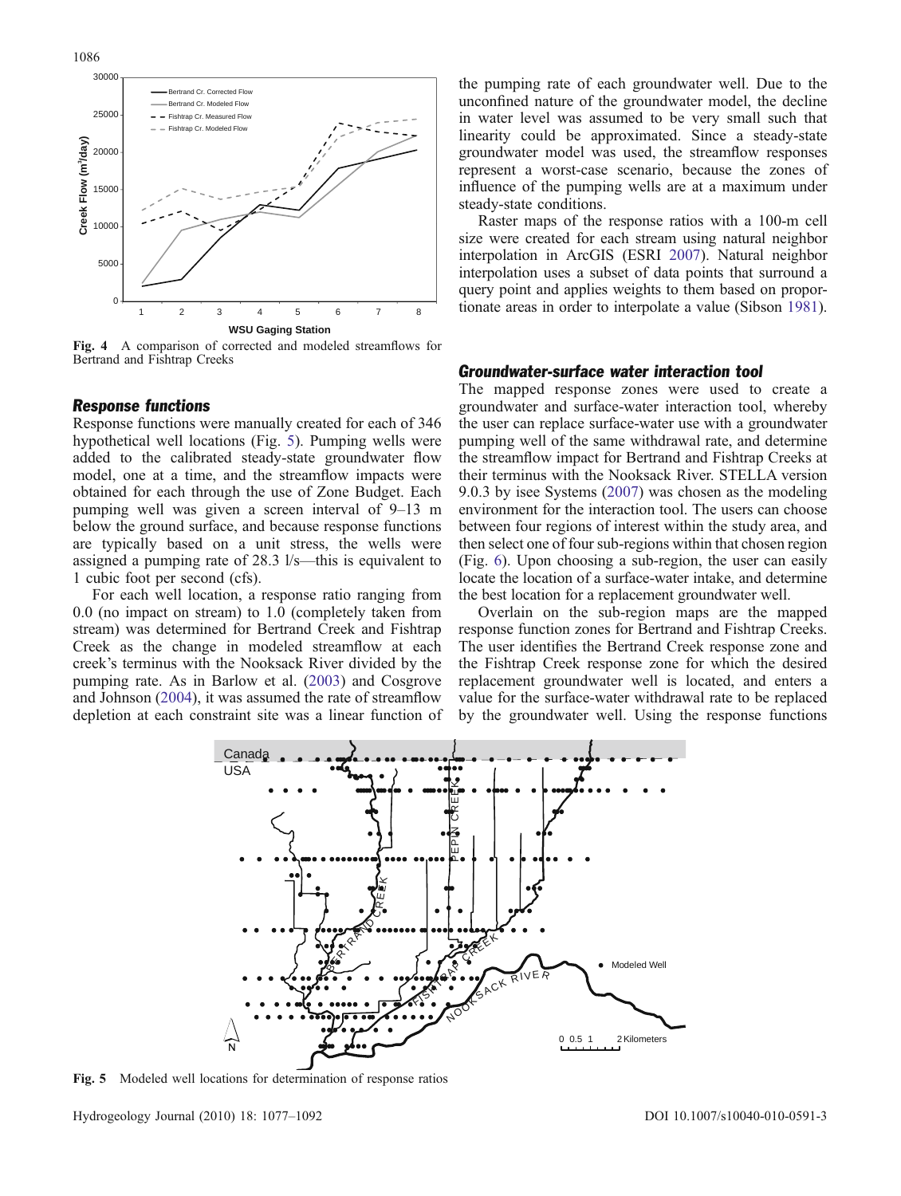Fig. 4 A comparison of corrected and modeled streamflows for Bertrand and Fishtrap Creeks

### Response functions

Response functions were manually created for each of 346 hypothetical well locations (Fig. 5). Pumping wells were added to the calibrated steady-state groundwater flow model, one at a time, and the streamflow impacts were obtained for each through the use of Zone Budget. Each pumping well was given a screen interval of 9–13 m below the ground surface, and because response functions are typically based on a unit stress, the wells were assigned a pumping rate of 28.3 l/s—this is equivalent to 1 cubic foot per second (cfs).

For each well location, a response ratio ranging from 0.0 (no impact on stream) to 1.0 (completely taken from stream) was determined for Bertrand Creek and Fishtrap Creek as the change in modeled streamflow at each creek's terminus with the Nooksack River divided by the pumping rate. As in Barlow et al. (2003) and Cosgrove and Johnson (2004), it was assumed the rate of streamflow depletion at each constraint site was a linear function of the pumping rate of each groundwater well. Due to the unconfined nature of the groundwater model, the decline in water level was assumed to be very small such that linearity could be approximated. Since a steady-state groundwater model was used, the streamflow responses represent a worst-case scenario, because the zones of influence of the pumping wells are at a maximum under steady-state conditions.

Raster maps of the response ratios with a 100-m cell size were created for each stream using natural neighbor interpolation in ArcGIS (ESRI 2007). Natural neighbor interpolation uses a subset of data points that surround a query point and applies weights to them based on proportionate areas in order to interpolate a value (Sibson 1981).

### Groundwater-surface water interaction tool

The mapped response zones were used to create a groundwater and surface-water interaction tool, whereby the user can replace surface-water use with a groundwater pumping well of the same withdrawal rate, and determine the streamflow impact for Bertrand and Fishtrap Creeks at their terminus with the Nooksack River. STELLA version 9.0.3 by isee Systems (2007) was chosen as the modeling environment for the interaction tool. The users can choose between four regions of interest within the study area, and then select one of four sub-regions within that chosen region (Fig. 6). Upon choosing a sub-region, the user can easily locate the location of a surface-water intake, and determine the best location for a replacement groundwater well.

Overlain on the sub-region maps are the mapped response function zones for Bertrand and Fishtrap Creeks. The user identifies the Bertrand Creek response zone and the Fishtrap Creek response zone for which the desired replacement groundwater well is located, and enters a value for the surface-water withdrawal rate to be replaced by the groundwater well. Using the response functions

Fig. 5 Modeled well locations for determination of response ratios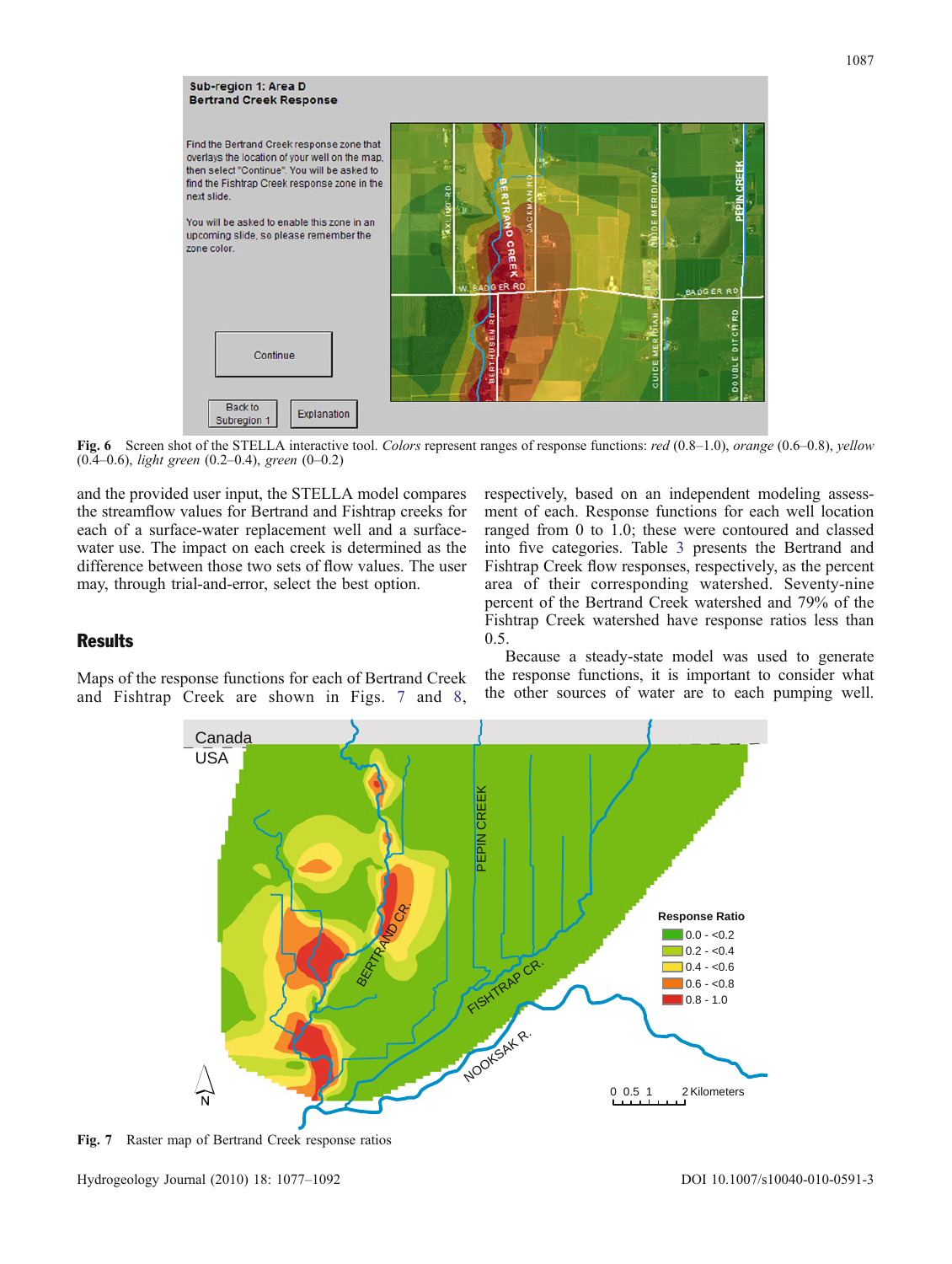**Fig. 6** Screen shot of the STELLA interactive tool. *Colors* represent ranges of response functions: *red* (0.8–1.0), *orange* (0.6–0.8), *yellow* (0.4–0.6), *light green* (0.2–0.4), *green* (0–0.2)

and the provided user input, the STELLA model compares the streamflow values for Bertrand and Fishtrap creeks for each of a surface-water replacement well and a surface-water use. The impact on each creek is determined as the difference between those two sets of flow values. The user may, through trial-and-error, select the best option.

## Results

Maps of the response functions for each of Bertrand Creek and Fishtrap Creek are shown in Figs. 7 and 8, respectively, based on an independent modeling assessment of each. Response functions for each well location ranged from 0 to 1.0; these were contoured and classed into five categories. Table 3 presents the Bertrand and Fishtrap Creek flow responses, respectively, as the percent area of their corresponding watershed. Seventy-nine percent of the Bertrand Creek watershed and 79% of the Fishtrap Creek watershed have response ratios less than 0.5.

Because a steady-state model was used to generate the response functions, it is important to consider what the other sources of water are to each pumping well.

**Fig. 7** Raster map of Bertrand Creek response ratios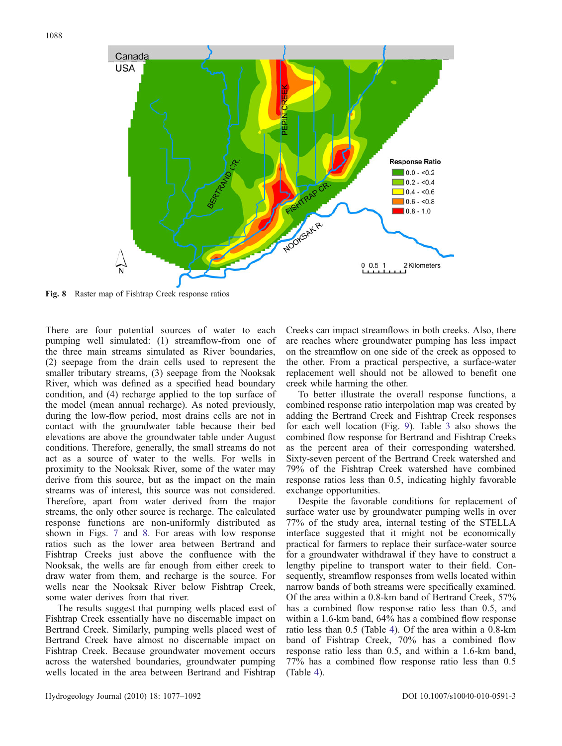Fig. 8 Raster map of Fishtrap Creek response ratios

There are four potential sources of water to each pumping well simulated: (1) streamflow-from one of the three main streams simulated as River boundaries, (2) seepage from the drain cells used to represent the smaller tributary streams, (3) seepage from the Nooksak River, which was defined as a specified head boundary condition, and (4) recharge applied to the top surface of the model (mean annual recharge). As noted previously, during the low-flow period, most drains cells are not in contact with the groundwater table because their bed elevations are above the groundwater table under August conditions. Therefore, generally, the small streams do not act as a source of water to the wells. For wells in proximity to the Nooksak River, some of the water may derive from this source, but as the impact on the main streams was of interest, this source was not considered. Therefore, apart from water derived from the major streams, the only other source is recharge. The calculated response functions are non-uniformly distributed as shown in Figs. 7 and 8. For areas with low response ratios such as the lower area between Bertrand and Fishtrap Creeks just above the confluence with the Nooksak, the wells are far enough from either creek to draw water from them, and recharge is the source. For wells near the Nooksak River below Fishtrap Creek, some water derives from that river.

The results suggest that pumping wells placed east of Fishtrap Creek essentially have no discernable impact on Bertrand Creek. Similarly, pumping wells placed west of Bertrand Creek have almost no discernable impact on Fishtrap Creek. Because groundwater movement occurs across the watershed boundaries, groundwater pumping wells located in the area between Bertrand and Fishtrap Creeks can impact streamflows in both creeks. Also, there are reaches where groundwater pumping has less impact on the streamflow on one side of the creek as opposed to the other. From a practical perspective, a surface-water replacement well should not be allowed to benefit one creek while harming the other.

To better illustrate the overall response functions, a combined response ratio interpolation map was created by adding the Bertrand Creek and Fishtrap Creek responses for each well location (Fig. 9). Table 3 also shows the combined flow response for Bertrand and Fishtrap Creeks as the percent area of their corresponding watershed. Sixty-seven percent of the Bertrand Creek watershed and 79% of the Fishtrap Creek watershed have combined response ratios less than 0.5, indicating highly favorable exchange opportunities.

Despite the favorable conditions for replacement of surface water use by groundwater pumping wells in over 77% of the study area, internal testing of the STELLA interface suggested that it might not be economically practical for farmers to replace their surface-water source for a groundwater withdrawal if they have to construct a lengthy pipeline to transport water to their field. Consequently, streamflow responses from wells located within narrow bands of both streams were specifically examined. Of the area within a 0.8-km band of Bertrand Creek, 57% has a combined flow response ratio less than 0.5, and within a 1.6-km band, 64% has a combined flow response ratio less than 0.5 (Table 4). Of the area within a 0.8-km band of Fishtrap Creek, 70% has a combined flow response ratio less than 0.5, and within a 1.6-km band, 77% has a combined flow response ratio less than 0.5 (Table 4).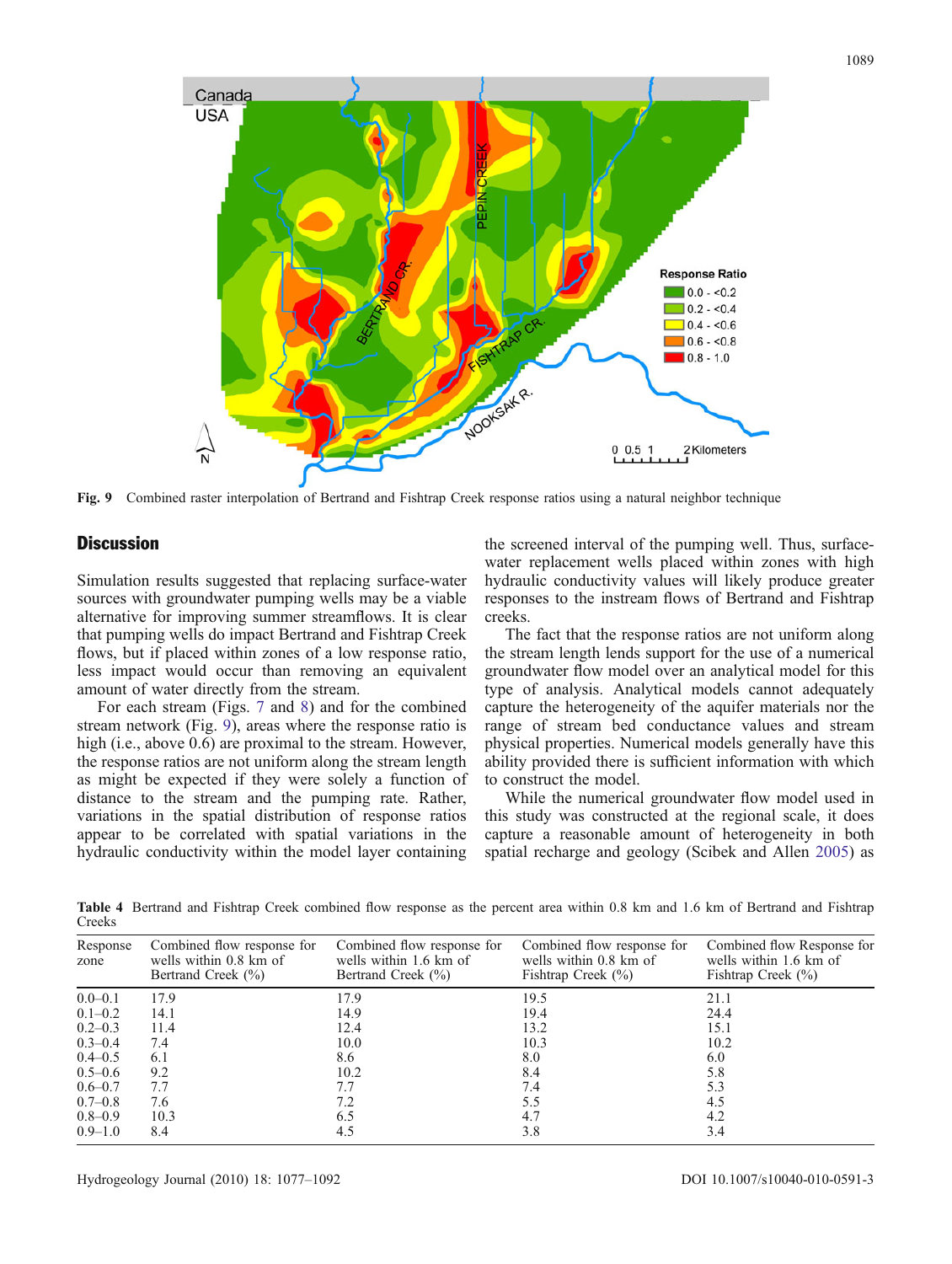Fig. 9 Combined raster interpolation of Bertrand and Fishtrap Creek response ratios using a natural neighbor technique

## Discussion

Simulation results suggested that replacing surface-water sources with groundwater pumping wells may be a viable alternative for improving summer streamflows. It is clear that pumping wells do impact Bertrand and Fishtrap Creek flows, but if placed within zones of a low response ratio, less impact would occur than removing an equivalent amount of water directly from the stream.

For each stream (Figs. 7 and 8) and for the combined stream network (Fig. 9), areas where the response ratio is high (i.e., above 0.6) are proximal to the stream. However, the response ratios are not uniform along the stream length as might be expected if they were solely a function of distance to the stream and the pumping rate. Rather, variations in the spatial distribution of response ratios appear to be correlated with spatial variations in the hydraulic conductivity within the model layer containing the screened interval of the pumping well. Thus, surface-water replacement wells placed within zones with high hydraulic conductivity values will likely produce greater responses to the instream flows of Bertrand and Fishtrap creeks.

The fact that the response ratios are not uniform along the stream length lends support for the use of a numerical groundwater flow model over an analytical model for this type of analysis. Analytical models cannot adequately capture the heterogeneity of the aquifer materials nor the range of stream bed conductance values and stream physical properties. Numerical models generally have this ability provided there is sufficient information with which to construct the model.

While the numerical groundwater flow model used in this study was constructed at the regional scale, it does capture a reasonable amount of heterogeneity in both spatial recharge and geology (Scibek and Allen 2005) as

**Table 4** Bertrand and Fishtrap Creek combined flow response as the percent area within 0.8 km and 1.6 km of Bertrand and Fishtrap Creeks

| Response zone | Combined flow response for wells within 0.8 km of Bertrand Creek (%) | Combined flow response for wells within 1.6 km of Bertrand Creek (%) | Combined flow response for wells within 0.8 km of Fishtrap Creek (%) | Combined flow Response for wells within 1.6 km of Fishtrap Creek (%) |
|---|---|---|---|---|
| 0.0–0.1 | 17.9 | 17.9 | 19.5 | 21.1 |
| 0.1–0.2 | 14.1 | 14.9 | 19.4 | 24.4 |
| 0.2–0.3 | 11.4 | 12.4 | 13.2 | 15.1 |
| 0.3–0.4 | 7.4 | 10.0 | 10.3 | 10.2 |
| 0.4–0.5 | 6.1 | 8.6 | 8.0 | 6.0 |
| 0.5–0.6 | 9.2 | 10.2 | 8.4 | 5.8 |
| 0.6–0.7 | 7.7 | 7.7 | 7.4 | 5.3 |
| 0.7–0.8 | 7.6 | 7.2 | 5.5 | 4.5 |
| 0.8–0.9 | 10.3 | 6.5 | 4.7 | 4.2 |
| 0.9–1.0 | 8.4 | 4.5 | 3.8 | 3.4 |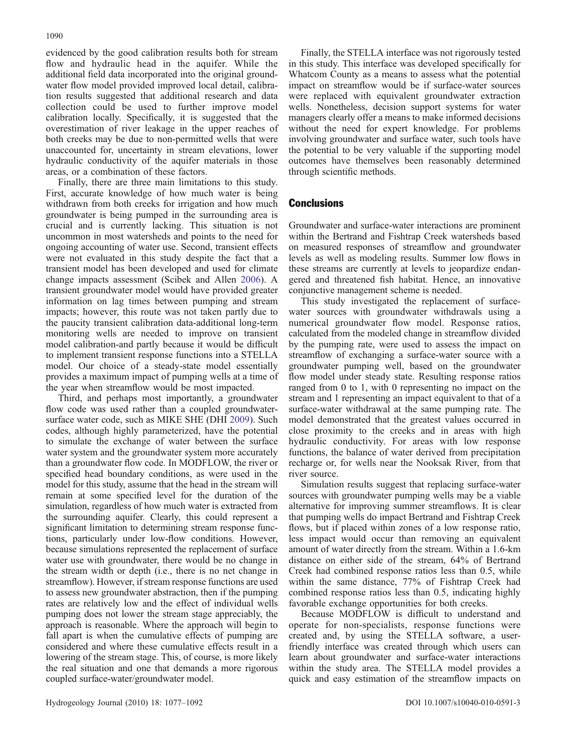evidenced by the good calibration results both for stream flow and hydraulic head in the aquifer. While the additional field data incorporated into the original groundwater flow model provided improved local detail, calibration results suggested that additional research and data collection could be used to further improve model calibration locally. Specifically, it is suggested that the overestimation of river leakage in the upper reaches of both creeks may be due to non-permitted wells that were unaccounted for, uncertainty in stream elevations, lower hydraulic conductivity of the aquifer materials in those areas, or a combination of these factors.

Finally, there are three main limitations to this study. First, accurate knowledge of how much water is being withdrawn from both creeks for irrigation and how much groundwater is being pumped in the surrounding area is crucial and is currently lacking. This situation is not uncommon in most watersheds and points to the need for ongoing accounting of water use. Second, transient effects were not evaluated in this study despite the fact that a transient model has been developed and used for climate change impacts assessment (Scibek and Allen 2006). A transient groundwater model would have provided greater information on lag times between pumping and stream impacts; however, this route was not taken partly due to the paucity transient calibration data-additional long-term monitoring wells are needed to improve on transient model calibration-and partly because it would be difficult to implement transient response functions into a STELLA model. Our choice of a steady-state model essentially provides a maximum impact of pumping wells at a time of the year when streamflow would be most impacted.

Third, and perhaps most importantly, a groundwater flow code was used rather than a coupled groundwater-surface water code, such as MIKE SHE (DHI 2009). Such codes, although highly parameterized, have the potential to simulate the exchange of water between the surface water system and the groundwater system more accurately than a groundwater flow code. In MODFLOW, the river or specified head boundary conditions, as were used in the model for this study, assume that the head in the stream will remain at some specified level for the duration of the simulation, regardless of how much water is extracted from the surrounding aquifer. Clearly, this could represent a significant limitation to determining stream response functions, particularly under low-flow conditions. However, because simulations represented the replacement of surface water use with groundwater, there would be no change in the stream width or depth (i.e., there is no net change in streamflow). However, if stream response functions are used to assess new groundwater abstraction, then if the pumping rates are relatively low and the effect of individual wells pumping does not lower the stream stage appreciably, the approach is reasonable. Where the approach will begin to fall apart is when the cumulative effects of pumping are considered and where these cumulative effects result in a lowering of the stream stage. This, of course, is more likely the real situation and one that demands a more rigorous coupled surface-water/groundwater model.

Finally, the STELLA interface was not rigorously tested in this study. This interface was developed specifically for Whatcom County as a means to assess what the potential impact on streamflow would be if surface-water sources were replaced with equivalent groundwater extraction wells. Nonetheless, decision support systems for water managers clearly offer a means to make informed decisions without the need for expert knowledge. For problems involving groundwater and surface water, such tools have the potential to be very valuable if the supporting model outcomes have themselves been reasonably determined through scientific methods.

## Conclusions

Groundwater and surface-water interactions are prominent within the Bertrand and Fishtrap Creek watersheds based on measured responses of streamflow and groundwater levels as well as modeling results. Summer low flows in these streams are currently at levels to jeopardize endangered and threatened fish habitat. Hence, an innovative conjunctive management scheme is needed.

This study investigated the replacement of surface-water sources with groundwater withdrawals using a numerical groundwater flow model. Response ratios, calculated from the modeled change in streamflow divided by the pumping rate, were used to assess the impact on streamflow of exchanging a surface-water source with a groundwater pumping well, based on the groundwater flow model under steady state. Resulting response ratios ranged from 0 to 1, with 0 representing no impact on the stream and 1 representing an impact equivalent to that of a surface-water withdrawal at the same pumping rate. The model demonstrated that the greatest values occurred in close proximity to the creeks and in areas with high hydraulic conductivity. For areas with low response functions, the balance of water derived from precipitation recharge or, for wells near the Nooksak River, from that river source.

Simulation results suggest that replacing surface-water sources with groundwater pumping wells may be a viable alternative for improving summer streamflows. It is clear that pumping wells do impact Bertrand and Fishtrap Creek flows, but if placed within zones of a low response ratio, less impact would occur than removing an equivalent amount of water directly from the stream. Within a 1.6-km distance on either side of the stream, 64% of Bertrand Creek had combined response ratios less than 0.5, while within the same distance, 77% of Fishtrap Creek had combined response ratios less than 0.5, indicating highly favorable exchange opportunities for both creeks.

Because MODFLOW is difficult to understand and operate for non-specialists, response functions were created and, by using the STELLA software, a user-friendly interface was created through which users can learn about groundwater and surface-water interactions within the study area. The STELLA model provides a quick and easy estimation of the streamflow impacts on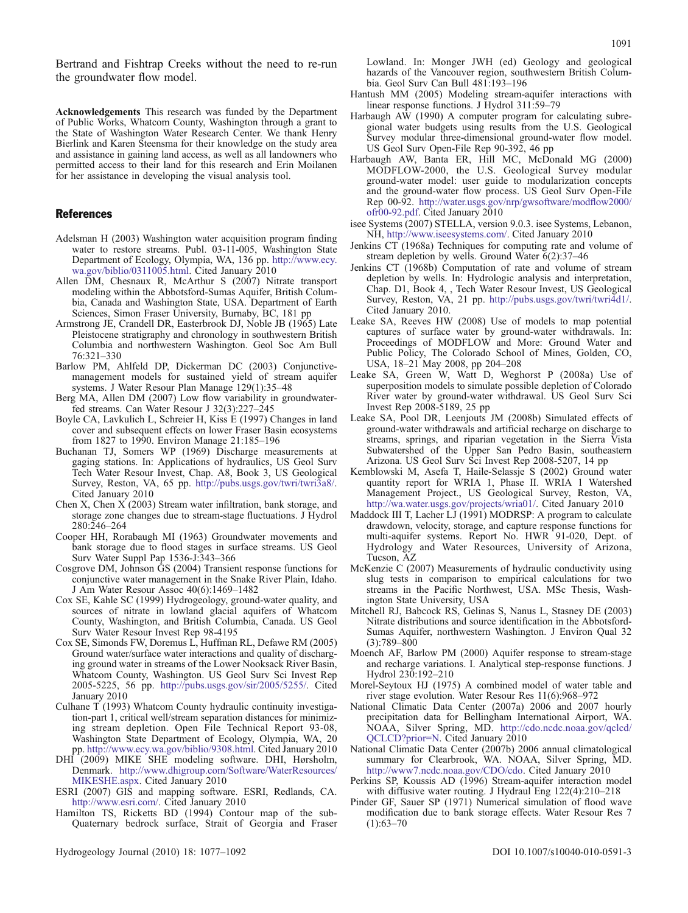Bertrand and Fishtrap Creeks without the need to re-run the groundwater flow model.

**Acknowledgements** This research was funded by the Department of Public Works, Whatcom County, Washington through a grant to the State of Washington Water Research Center. We thank Henry Bierlink and Karen Steensma for their knowledge on the study area and assistance in gaining land access, as well as all landowners who permitted access to their land for this research and Erin Moilanen for her assistance in developing the visual analysis tool.

## References

Adelsman H (2003) Washington water acquisition program finding water to restore streams. Publ. 03-11-005, Washington State Department of Ecology, Olympia, WA, 136 pp. http://www.ecy.wa.gov/biblio/0311005.html. Cited January 2010

Allen DM, Chesnaux R, McArthur S (2007) Nitrate transport modeling within the Abbotsford-Sumas Aquifer, British Columbia, Canada and Washington State, USA. Department of Earth Sciences, Simon Fraser University, Burnaby, BC, 181 pp

Armstrong JE, Crandell DR, Easterbrook DJ, Noble JB (1965) Late Pleistocene stratigraphy and chronology in southwestern British Columbia and northwestern Washington. Geol Soc Am Bull 76:321–330

Barlow PM, Ahlfeld DP, Dickerman DC (2003) Conjunctive-management models for sustained yield of stream aquifer systems. J Water Resour Plan Manage 129(1):35–48

Berg MA, Allen DM (2007) Low flow variability in groundwater-fed streams. Can Water Resour J 32(3):227–245

Boyle CA, Lavkulich L, Schreier H, Kiss E (1997) Changes in land cover and subsequent effects on lower Fraser Basin ecosystems from 1827 to 1990. Environ Manage 21:185–196

Buchanan TJ, Somers WP (1969) Discharge measurements at gaging stations. In: Applications of hydraulics, US Geol Surv Tech Water Resour Invest, Chap. A8, Book 3, US Geological Survey, Reston, VA, 65 pp. http://pubs.usgs.gov/twri/twri3a8/. Cited January 2010

Chen X, Chen X (2003) Stream water infiltration, bank storage, and storage zone changes due to stream-stage fluctuations. J Hydrol 280:246–264

Cooper HH, Rorabaugh MI (1963) Groundwater movements and bank storage due to flood stages in surface streams. US Geol Surv Water Suppl Pap 1536-J:343–366

Cosgrove DM, Johnson GS (2004) Transient response functions for conjunctive water management in the Snake River Plain, Idaho. J Am Water Resour Assoc 40(6):1469–1482

Cox SE, Kahle SC (1999) Hydrogeology, ground-water quality, and sources of nitrate in lowland glacial aquifers of Whatcom County, Washington, and British Columbia, Canada. US Geol Surv Water Resour Invest Rep 98-4195

Cox SE, Simonds FW, Doremus L, Huffman RL, Defawe RM (2005) Ground water/surface water interactions and quality of discharging ground water in streams of the Lower Nooksack River Basin, Whatcom County, Washington. US Geol Surv Sci Invest Rep 2005-5225, 56 pp. http://pubs.usgs.gov/sir/2005/5255/. Cited January 2010

Culhane T (1993) Whatcom County hydraulic continuity investigation-part 1, critical well/stream separation distances for minimizing stream depletion. Open File Technical Report 93-08, Washington State Department of Ecology, Olympia, WA, 20 pp. http://www.ecy.wa.gov/biblio/9308.html. Cited January 2010

DHI (2009) MIKE SHE modeling software. DHI, Hørsholm, Denmark. http://www.dhigroup.com/Software/WaterResources/MIKESHE.aspx. Cited January 2010

ESRI (2007) GIS and mapping software. ESRI, Redlands, CA. http://www.esri.com/. Cited January 2010

Hamilton TS, Ricketts BD (1994) Contour map of the sub-Quaternary bedrock surface, Strait of Georgia and Fraser Lowland. In: Monger JWH (ed) Geology and geological hazards of the Vancouver region, southwestern British Columbia. Geol Surv Can Bull 481:193–196

Hantush MM (2005) Modeling stream-aquifer interactions with linear response functions. J Hydrol 311:59–79

Harbaugh AW (1990) A computer program for calculating subregional water budgets using results from the U.S. Geological Survey modular three-dimensional ground-water flow model. US Geol Surv Open-File Rep 90-392, 46 pp

Harbaugh AW, Banta ER, Hill MC, McDonald MG (2000) MODFLOW-2000, the U.S. Geological Survey modular ground-water model: user guide to modularization concepts and the ground-water flow process. US Geol Surv Open-File Rep 00-92. http://water.usgs.gov/nrp/gwsoftware/modflow2000/ofr00-92.pdf. Cited January 2010

isee Systems (2007) STELLA, version 9.0.3. isee Systems, Lebanon, NH, http://www.iseesystems.com/. Cited January 2010

Jenkins CT (1968a) Techniques for computing rate and volume of stream depletion by wells. Ground Water 6(2):37–46

Jenkins CT (1968b) Computation of rate and volume of stream depletion by wells. In: Hydrologic analysis and interpretation, Chap. D1, Book 4, , Tech Water Resour Invest, US Geological Survey, Reston, VA, 21 pp. http://pubs.usgs.gov/twri/twri4d1/. Cited January 2010.

Leake SA, Reeves HW (2008) Use of models to map potential captures of surface water by ground-water withdrawals. In: Proceedings of MODFLOW and More: Ground Water and Public Policy, The Colorado School of Mines, Golden, CO, USA, 18–21 May 2008, pp 204–208

Leake SA, Green W, Watt D, Weghorst P (2008a) Use of superposition models to simulate possible depletion of Colorado River water by ground-water withdrawal. US Geol Surv Sci Invest Rep 2008-5189, 25 pp

Leake SA, Pool DR, Leenjouts JM (2008b) Simulated effects of ground-water withdrawals and artificial recharge on discharge to streams, springs, and riparian vegetation in the Sierra Vista Subwatershed of the Upper San Pedro Basin, southeastern Arizona. US Geol Surv Sci Invest Rep 2008-5207, 14 pp

Kemblowski M, Asefa T, Haile-Selassje S (2002) Ground water quantity report for WRIA 1, Phase II. WRIA 1 Watershed Management Project., US Geological Survey, Reston, VA, http://wa.water.usgs.gov/projects/wria01/. Cited January 2010

Maddock III T, Lacher LJ (1991) MODRSP: A program to calculate drawdown, velocity, storage, and capture response functions for multi-aquifer systems. Report No. HWR 91-020, Dept. of Hydrology and Water Resources, University of Arizona, Tucson, AZ

McKenzie C (2007) Measurements of hydraulic conductivity using slug tests in comparison to empirical calculations for two streams in the Pacific Northwest, USA. MSc Thesis, Washington State University, USA

Mitchell RJ, Babcock RS, Gelinas S, Nanus L, Stasney DE (2003) Nitrate distributions and source identification in the Abbotsford-Sumas Aquifer, northwestern Washington. J Environ Qual 32 (3):789–800

Moench AF, Barlow PM (2000) Aquifer response to stream-stage and recharge variations. I. Analytical step-response functions. J Hydrol 230:192–210

Morel-Seytoux HJ (1975) A combined model of water table and river stage evolution. Water Resour Res 11(6):968–972

National Climatic Data Center (2007a) 2006 and 2007 hourly precipitation data for Bellingham International Airport, WA. NOAA, Silver Spring, MD. http://cdo.ncdc.noaa.gov/qclcd/QCLCD?prior=N. Cited January 2010

National Climatic Data Center (2007b) 2006 annual climatological summary for Clearbrook, WA. NOAA, Silver Spring, MD. http://www7.ncdc.noaa.gov/CDO/cdo. Cited January 2010

Perkins SP, Koussis AD (1996) Stream-aquifer interaction model with diffusive water routing. J Hydraul Eng 122(4):210–218

Pinder GF, Sauer SP (1971) Numerical simulation of flood wave modification due to bank storage effects. Water Resour Res 7 (1):63–70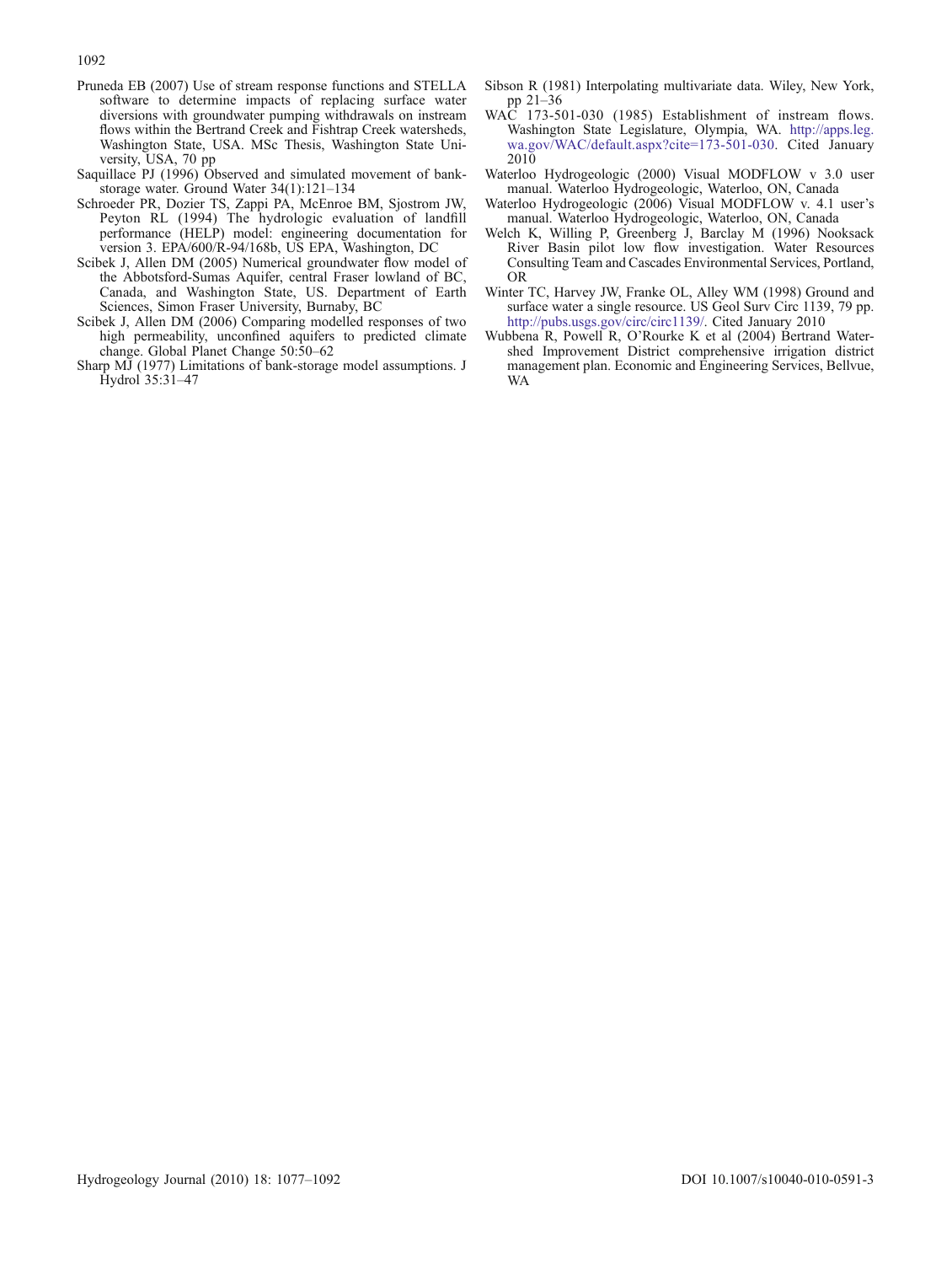Pruneda EB (2007) Use of stream response functions and STELLA software to determine impacts of replacing surface water diversions with groundwater pumping withdrawals on instream flows within the Bertrand Creek and Fishtrap Creek watersheds, Washington State, USA. MSc Thesis, Washington State University, USA, 70 pp

Saquillace PJ (1996) Observed and simulated movement of bank-storage water. Ground Water 34(1):121–134

Schroeder PR, Dozier TS, Zappi PA, McEnroe BM, Sjostrom JW, Peyton RL (1994) The hydrologic evaluation of landfill performance (HELP) model: engineering documentation for version 3. EPA/600/R-94/168b, US EPA, Washington, DC

Scibek J, Allen DM (2005) Numerical groundwater flow model of the Abbotsford-Sumas Aquifer, central Fraser lowland of BC, Canada, and Washington State, US. Department of Earth Sciences, Simon Fraser University, Burnaby, BC

Scibek J, Allen DM (2006) Comparing modelled responses of two high permeability, unconfined aquifers to predicted climate change. Global Planet Change 50:50–62

Sharp MJ (1977) Limitations of bank-storage model assumptions. J Hydrol 35:31–47

Sibson R (1981) Interpolating multivariate data. Wiley, New York, pp 21–36

WAC 173-501-030 (1985) Establishment of instream flows. Washington State Legislature, Olympia, WA. http://apps.leg.wa.gov/WAC/default.aspx?cite=173-501-030. Cited January 2010

Waterloo Hydrogeologic (2000) Visual MODFLOW v 3.0 user manual. Waterloo Hydrogeologic, Waterloo, ON, Canada

Waterloo Hydrogeologic (2006) Visual MODFLOW v. 4.1 user's manual. Waterloo Hydrogeologic, Waterloo, ON, Canada

Welch K, Willing P, Greenberg J, Barclay M (1996) Nooksack River Basin pilot low flow investigation. Water Resources Consulting Team and Cascades Environmental Services, Portland, OR

Winter TC, Harvey JW, Franke OL, Alley WM (1998) Ground and surface water a single resource. US Geol Surv Circ 1139, 79 pp. http://pubs.usgs.gov/circ/circ1139/. Cited January 2010

Wubbena R, Powell R, O'Rourke K et al (2004) Bertrand Watershed Improvement District comprehensive irrigation district management plan. Economic and Engineering Services, Bellvue, WA